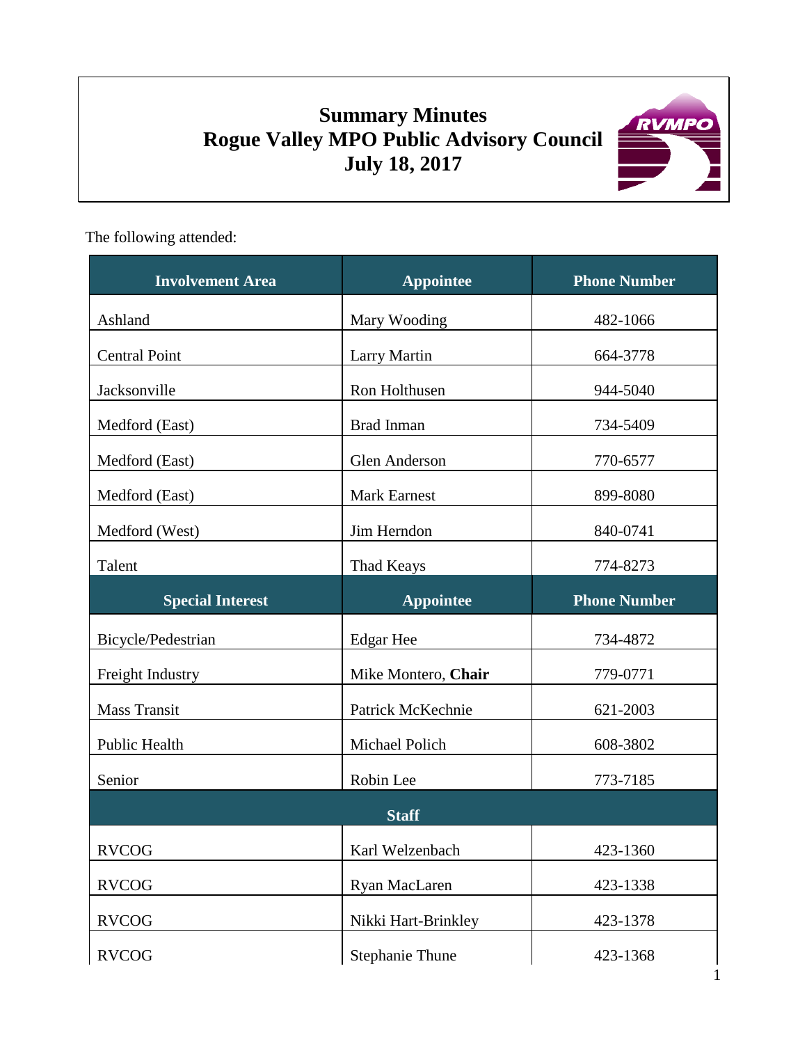# Summary Minutes
# Rogue Valley MPO Public Advisory Council
# July 18, 2017

The following attended:

| Involvement Area | Appointee | Phone Number |
|---|---|---|
| Ashland | Mary Wooding | 482-1066 |
| Central Point | Larry Martin | 664-3778 |
| Jacksonville | Ron Holthusen | 944-5040 |
| Medford (East) | Brad Inman | 734-5409 |
| Medford (East) | Glen Anderson | 770-6577 |
| Medford (East) | Mark Earnest | 899-8080 |
| Medford (West) | Jim Herndon | 840-0741 |
| Talent | Thad Keays | 774-8273 |
| **Special Interest** | **Appointee** | **Phone Number** |
| Bicycle/Pedestrian | Edgar Hee | 734-4872 |
| Freight Industry | Mike Montero, **Chair** | 779-0771 |
| Mass Transit | Patrick McKechnie | 621-2003 |
| Public Health | Michael Polich | 608-3802 |
| Senior | Robin Lee | 773-7185 |
| **Staff** | | |
| RVCOG | Karl Welzenbach | 423-1360 |
| RVCOG | Ryan MacLaren | 423-1338 |
| RVCOG | Nikki Hart-Brinkley | 423-1378 |
| RVCOG | Stephanie Thune | 423-1368 |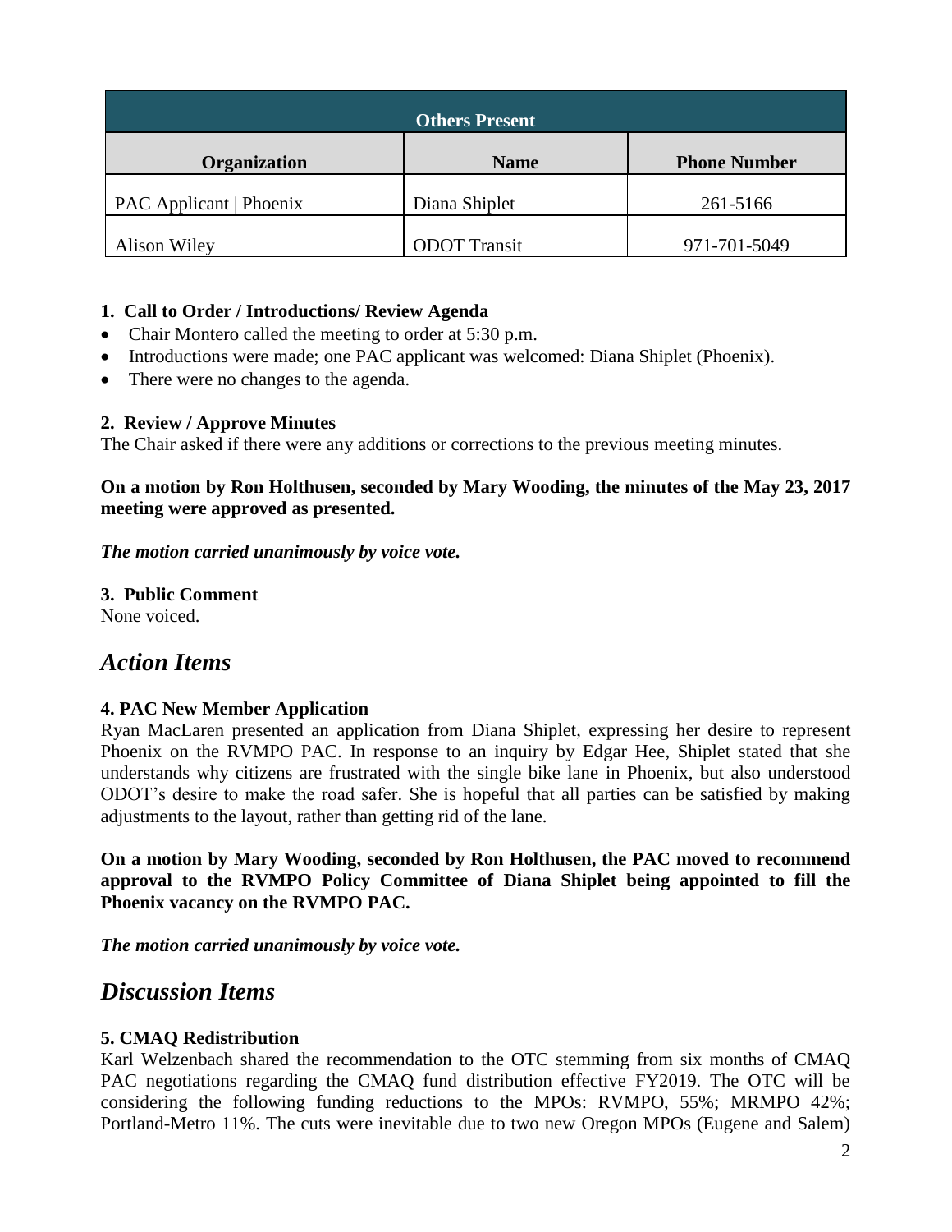| Others Present | | |
|---|---|---|
| **Organization** | **Name** | **Phone Number** |
| PAC Applicant \| Phoenix | Diana Shiplet | 261-5166 |
| Alison Wiley | ODOT Transit | 971-701-5049 |

### 1. Call to Order / Introductions/ Review Agenda

- Chair Montero called the meeting to order at 5:30 p.m.
- Introductions were made; one PAC applicant was welcomed: Diana Shiplet (Phoenix).
- There were no changes to the agenda.

### 2. Review / Approve Minutes

The Chair asked if there were any additions or corrections to the previous meeting minutes.

**On a motion by Ron Holthusen, seconded by Mary Wooding, the minutes of the May 23, 2017 meeting were approved as presented.**

***The motion carried unanimously by voice vote.***

### 3. Public Comment

None voiced.

## *Action Items*

### 4. PAC New Member Application

Ryan MacLaren presented an application from Diana Shiplet, expressing her desire to represent Phoenix on the RVMPO PAC. In response to an inquiry by Edgar Hee, Shiplet stated that she understands why citizens are frustrated with the single bike lane in Phoenix, but also understood ODOT's desire to make the road safer. She is hopeful that all parties can be satisfied by making adjustments to the layout, rather than getting rid of the lane.

**On a motion by Mary Wooding, seconded by Ron Holthusen, the PAC moved to recommend approval to the RVMPO Policy Committee of Diana Shiplet being appointed to fill the Phoenix vacancy on the RVMPO PAC.**

***The motion carried unanimously by voice vote.***

## *Discussion Items*

### 5. CMAQ Redistribution

Karl Welzenbach shared the recommendation to the OTC stemming from six months of CMAQ PAC negotiations regarding the CMAQ fund distribution effective FY2019. The OTC will be considering the following funding reductions to the MPOs: RVMPO, 55%; MRMPO 42%; Portland-Metro 11%. The cuts were inevitable due to two new Oregon MPOs (Eugene and Salem)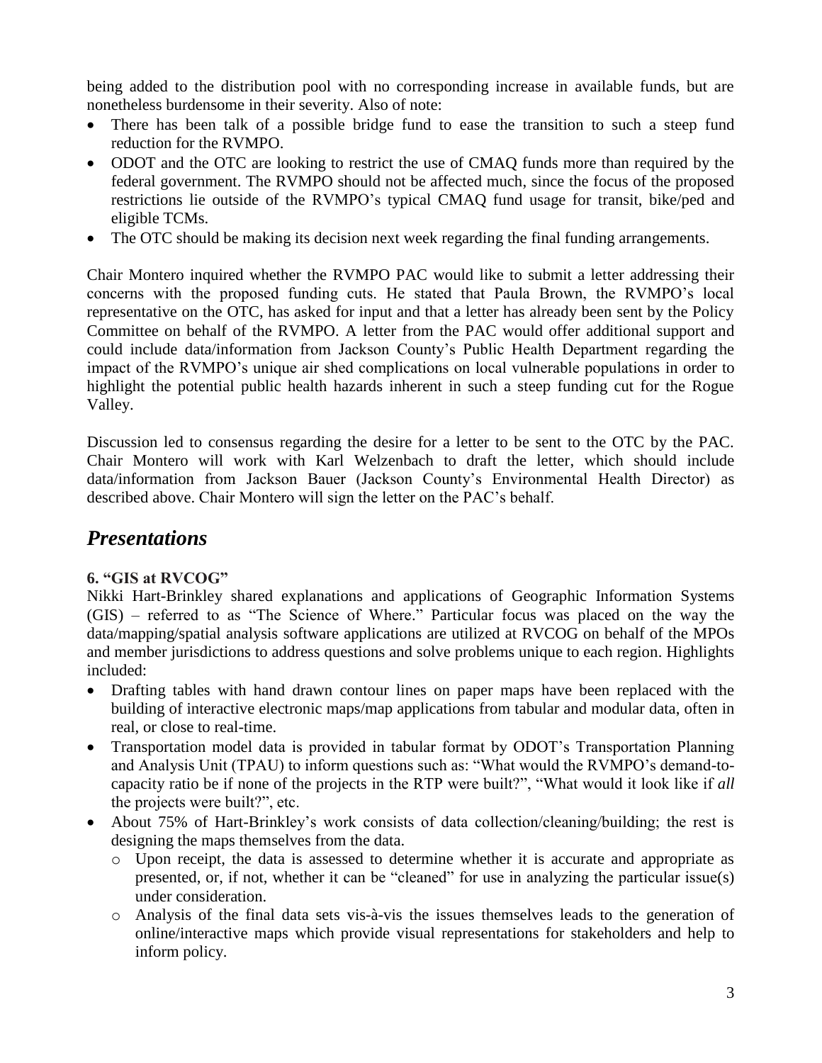being added to the distribution pool with no corresponding increase in available funds, but are nonetheless burdensome in their severity. Also of note:

- There has been talk of a possible bridge fund to ease the transition to such a steep fund reduction for the RVMPO.
- ODOT and the OTC are looking to restrict the use of CMAQ funds more than required by the federal government. The RVMPO should not be affected much, since the focus of the proposed restrictions lie outside of the RVMPO's typical CMAQ fund usage for transit, bike/ped and eligible TCMs.
- The OTC should be making its decision next week regarding the final funding arrangements.

Chair Montero inquired whether the RVMPO PAC would like to submit a letter addressing their concerns with the proposed funding cuts. He stated that Paula Brown, the RVMPO's local representative on the OTC, has asked for input and that a letter has already been sent by the Policy Committee on behalf of the RVMPO. A letter from the PAC would offer additional support and could include data/information from Jackson County's Public Health Department regarding the impact of the RVMPO's unique air shed complications on local vulnerable populations in order to highlight the potential public health hazards inherent in such a steep funding cut for the Rogue Valley.

Discussion led to consensus regarding the desire for a letter to be sent to the OTC by the PAC. Chair Montero will work with Karl Welzenbach to draft the letter, which should include data/information from Jackson Bauer (Jackson County's Environmental Health Director) as described above. Chair Montero will sign the letter on the PAC's behalf.

## *Presentations*

**6. "GIS at RVCOG"**

Nikki Hart-Brinkley shared explanations and applications of Geographic Information Systems (GIS) – referred to as "The Science of Where." Particular focus was placed on the way the data/mapping/spatial analysis software applications are utilized at RVCOG on behalf of the MPOs and member jurisdictions to address questions and solve problems unique to each region. Highlights included:

- Drafting tables with hand drawn contour lines on paper maps have been replaced with the building of interactive electronic maps/map applications from tabular and modular data, often in real, or close to real-time.
- Transportation model data is provided in tabular format by ODOT's Transportation Planning and Analysis Unit (TPAU) to inform questions such as: "What would the RVMPO's demand-to-capacity ratio be if none of the projects in the RTP were built?", "What would it look like if *all* the projects were built?", etc.
- About 75% of Hart-Brinkley's work consists of data collection/cleaning/building; the rest is designing the maps themselves from the data.
    - Upon receipt, the data is assessed to determine whether it is accurate and appropriate as presented, or, if not, whether it can be "cleaned" for use in analyzing the particular issue(s) under consideration.
    - Analysis of the final data sets vis-à-vis the issues themselves leads to the generation of online/interactive maps which provide visual representations for stakeholders and help to inform policy.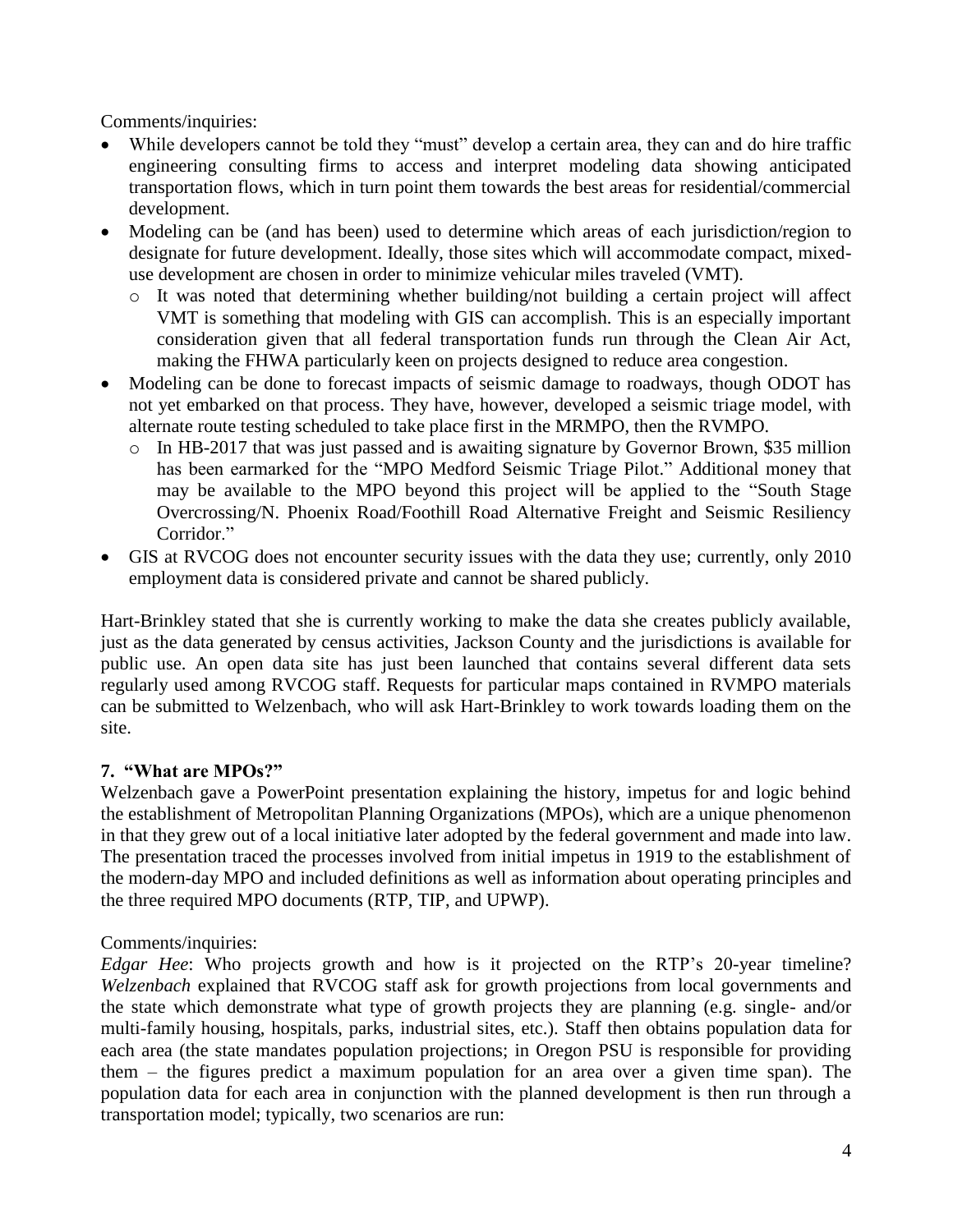Comments/inquiries:

- While developers cannot be told they "must" develop a certain area, they can and do hire traffic engineering consulting firms to access and interpret modeling data showing anticipated transportation flows, which in turn point them towards the best areas for residential/commercial development.
- Modeling can be (and has been) used to determine which areas of each jurisdiction/region to designate for future development. Ideally, those sites which will accommodate compact, mixed-use development are chosen in order to minimize vehicular miles traveled (VMT).
  - It was noted that determining whether building/not building a certain project will affect VMT is something that modeling with GIS can accomplish. This is an especially important consideration given that all federal transportation funds run through the Clean Air Act, making the FHWA particularly keen on projects designed to reduce area congestion.
- Modeling can be done to forecast impacts of seismic damage to roadways, though ODOT has not yet embarked on that process. They have, however, developed a seismic triage model, with alternate route testing scheduled to take place first in the MRMPO, then the RVMPO.
  - In HB-2017 that was just passed and is awaiting signature by Governor Brown, $35 million has been earmarked for the "MPO Medford Seismic Triage Pilot." Additional money that may be available to the MPO beyond this project will be applied to the "South Stage Overcrossing/N. Phoenix Road/Foothill Road Alternative Freight and Seismic Resiliency Corridor."
- GIS at RVCOG does not encounter security issues with the data they use; currently, only 2010 employment data is considered private and cannot be shared publicly.

Hart-Brinkley stated that she is currently working to make the data she creates publicly available, just as the data generated by census activities, Jackson County and the jurisdictions is available for public use. An open data site has just been launched that contains several different data sets regularly used among RVCOG staff. Requests for particular maps contained in RVMPO materials can be submitted to Welzenbach, who will ask Hart-Brinkley to work towards loading them on the site.

### 7. "What are MPOs?"

Welzenbach gave a PowerPoint presentation explaining the history, impetus for and logic behind the establishment of Metropolitan Planning Organizations (MPOs), which are a unique phenomenon in that they grew out of a local initiative later adopted by the federal government and made into law. The presentation traced the processes involved from initial impetus in 1919 to the establishment of the modern-day MPO and included definitions as well as information about operating principles and the three required MPO documents (RTP, TIP, and UPWP).

Comments/inquiries:

*Edgar Hee*: Who projects growth and how is it projected on the RTP's 20-year timeline? *Welzenbach* explained that RVCOG staff ask for growth projections from local governments and the state which demonstrate what type of growth projects they are planning (e.g. single- and/or multi-family housing, hospitals, parks, industrial sites, etc.). Staff then obtains population data for each area (the state mandates population projections; in Oregon PSU is responsible for providing them – the figures predict a maximum population for an area over a given time span). The population data for each area in conjunction with the planned development is then run through a transportation model; typically, two scenarios are run: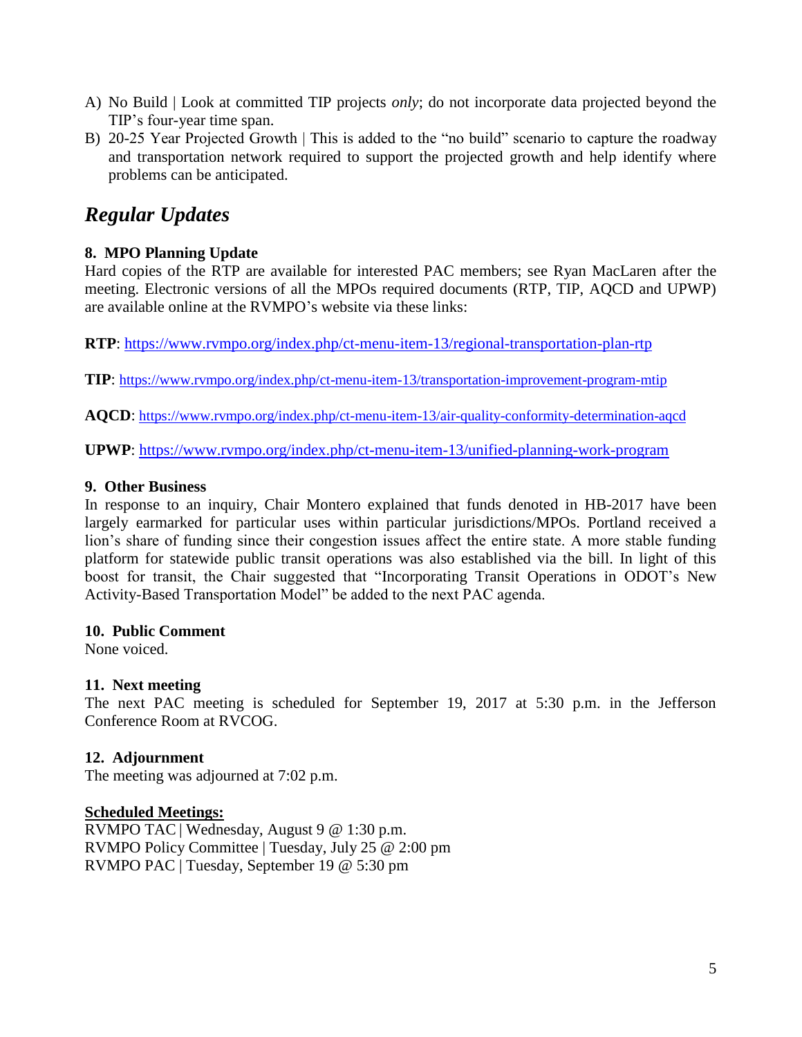A) No Build | Look at committed TIP projects *only*; do not incorporate data projected beyond the TIP's four-year time span.
B) 20-25 Year Projected Growth | This is added to the "no build" scenario to capture the roadway and transportation network required to support the projected growth and help identify where problems can be anticipated.

## *Regular Updates*

### 8. MPO Planning Update

Hard copies of the RTP are available for interested PAC members; see Ryan MacLaren after the meeting. Electronic versions of all the MPOs required documents (RTP, TIP, AQCD and UPWP) are available online at the RVMPO's website via these links:

**RTP**: https://www.rvmpo.org/index.php/ct-menu-item-13/regional-transportation-plan-rtp

**TIP**: https://www.rvmpo.org/index.php/ct-menu-item-13/transportation-improvement-program-mtip

**AQCD**: https://www.rvmpo.org/index.php/ct-menu-item-13/air-quality-conformity-determination-aqcd

**UPWP**: https://www.rvmpo.org/index.php/ct-menu-item-13/unified-planning-work-program

### 9. Other Business

In response to an inquiry, Chair Montero explained that funds denoted in HB-2017 have been largely earmarked for particular uses within particular jurisdictions/MPOs. Portland received a lion's share of funding since their congestion issues affect the entire state. A more stable funding platform for statewide public transit operations was also established via the bill. In light of this boost for transit, the Chair suggested that "Incorporating Transit Operations in ODOT's New Activity-Based Transportation Model" be added to the next PAC agenda.

### 10. Public Comment

None voiced.

### 11. Next meeting

The next PAC meeting is scheduled for September 19, 2017 at 5:30 p.m. in the Jefferson Conference Room at RVCOG.

### 12. Adjournment

The meeting was adjourned at 7:02 p.m.

**Scheduled Meetings:**

RVMPO TAC | Wednesday, August 9 @ 1:30 p.m.
RVMPO Policy Committee | Tuesday, July 25 @ 2:00 pm
RVMPO PAC | Tuesday, September 19 @ 5:30 pm